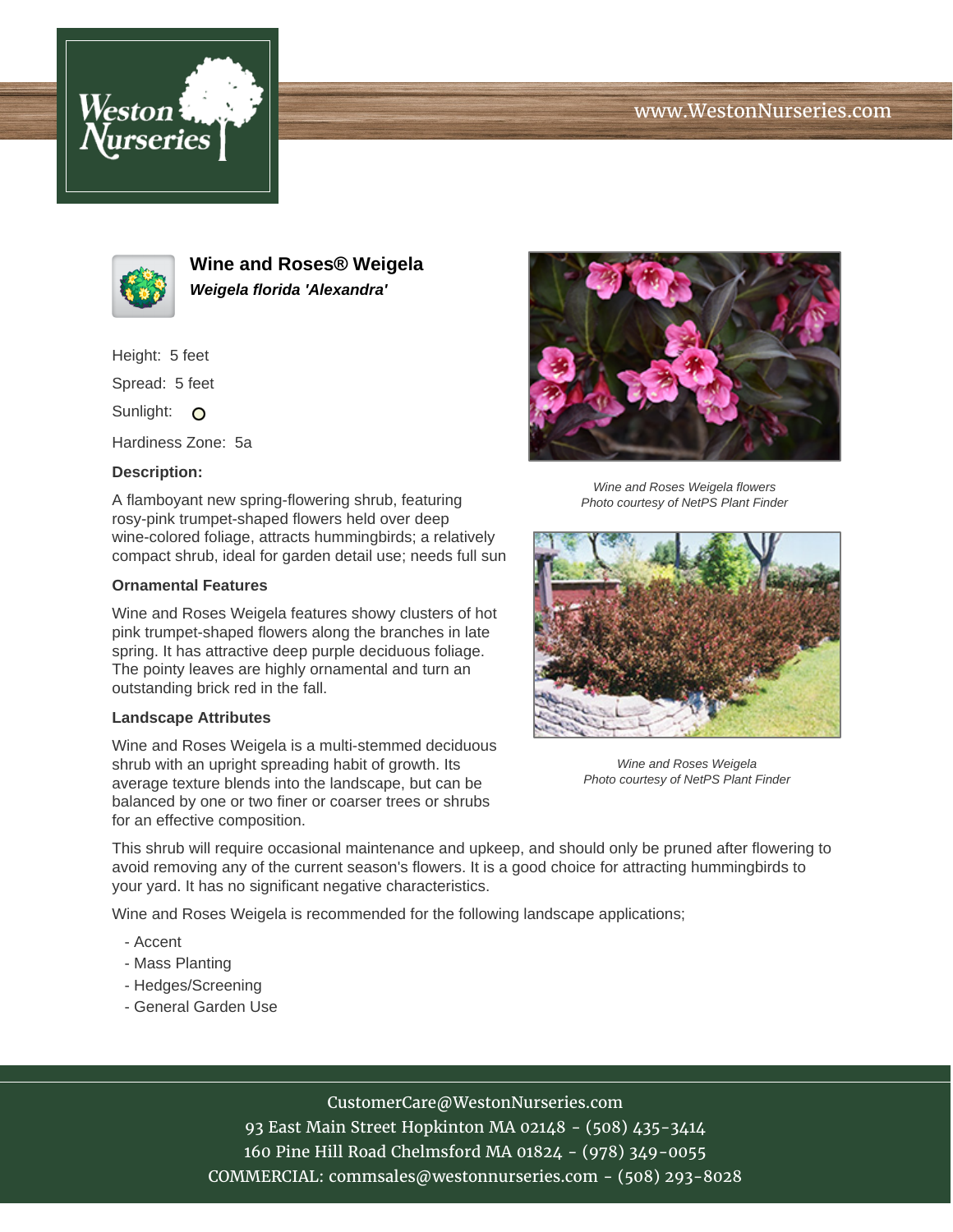www.WestonNurseries.com

# Wine and Roses® Weigela

***Weigela florida 'Alexandra'***

Height: 5 feet

Spread: 5 feet

Sunlight: O

Hardiness Zone: 5a

**Description:**

A flamboyant new spring-flowering shrub, featuring rosy-pink trumpet-shaped flowers held over deep wine-colored foliage, attracts hummingbirds; a relatively compact shrub, ideal for garden detail use; needs full sun

*Wine and Roses Weigela flowers*
*Photo courtesy of NetPS Plant Finder*

**Ornamental Features**

Wine and Roses Weigela features showy clusters of hot pink trumpet-shaped flowers along the branches in late spring. It has attractive deep purple deciduous foliage. The pointy leaves are highly ornamental and turn an outstanding brick red in the fall.

**Landscape Attributes**

Wine and Roses Weigela is a multi-stemmed deciduous shrub with an upright spreading habit of growth. Its average texture blends into the landscape, but can be balanced by one or two finer or coarser trees or shrubs for an effective composition.

*Wine and Roses Weigela*
*Photo courtesy of NetPS Plant Finder*

This shrub will require occasional maintenance and upkeep, and should only be pruned after flowering to avoid removing any of the current season's flowers. It is a good choice for attracting hummingbirds to your yard. It has no significant negative characteristics.

Wine and Roses Weigela is recommended for the following landscape applications;

- Accent
- Mass Planting
- Hedges/Screening
- General Garden Use

CustomerCare@WestonNurseries.com
93 East Main Street Hopkinton MA 02148 - (508) 435-3414
160 Pine Hill Road Chelmsford MA 01824 - (978) 349-0055
COMMERCIAL: commsales@westonnurseries.com - (508) 293-8028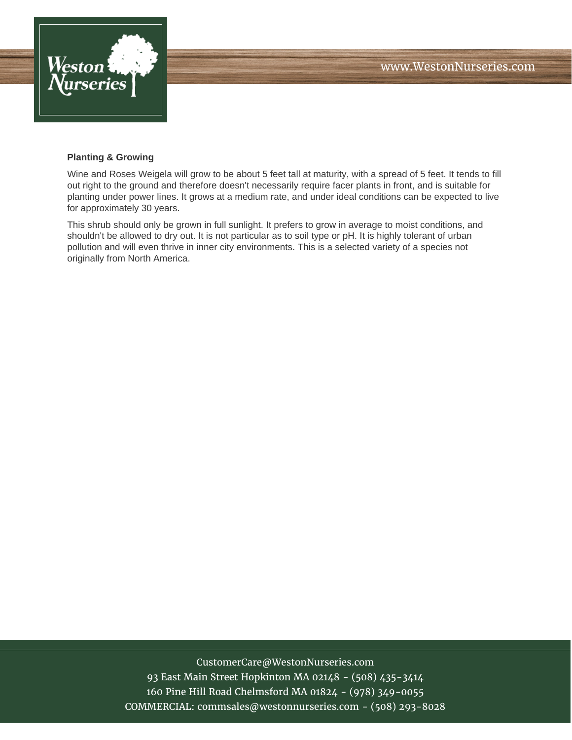### Planting & Growing

Wine and Roses Weigela will grow to be about 5 feet tall at maturity, with a spread of 5 feet. It tends to fill out right to the ground and therefore doesn't necessarily require facer plants in front, and is suitable for planting under power lines. It grows at a medium rate, and under ideal conditions can be expected to live for approximately 30 years.

This shrub should only be grown in full sunlight. It prefers to grow in average to moist conditions, and shouldn't be allowed to dry out. It is not particular as to soil type or pH. It is highly tolerant of urban pollution and will even thrive in inner city environments. This is a selected variety of a species not originally from North America.